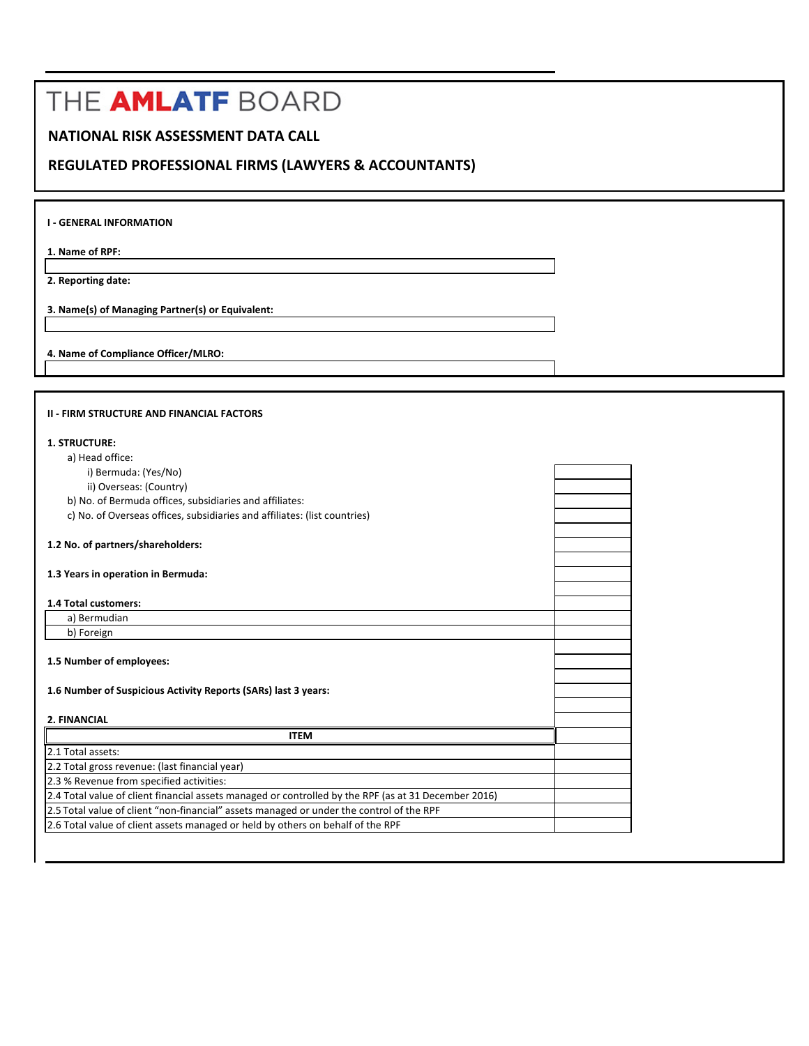# THE AMLATF BOARD

## NATIONAL RISK ASSESSMENT DATA CALL

## REGULATED PROFESSIONAL FIRMS (LAWYERS & ACCOUNTANTS)

**I - GENERAL INFORMATION**

**1. Name of RPF:**

**2. Reporting date:**

**3. Name(s) of Managing Partner(s) or Equivalent:**

**4. Name of Compliance Officer/MLRO:**

**II - FIRM STRUCTURE AND FINANCIAL FACTORS**

**1. STRUCTURE:**

a) Head office:

i) Bermuda: (Yes/No)

ii) Overseas: (Country)

b) No. of Bermuda offices, subsidiaries and affiliates:

c) No. of Overseas offices, subsidiaries and affiliates: (list countries)

**1.2 No. of partners/shareholders:**

**1.3 Years in operation in Bermuda:**

**1.4 Total customers:**

| | |
|---|---|
| a) Bermudian | |
| b) Foreign | |

**1.5 Number of employees:**

**1.6 Number of Suspicious Activity Reports (SARs) last 3 years:**

**2. FINANCIAL**

| ITEM | |
|---|---|
| 2.1 Total assets: | |
| 2.2 Total gross revenue: (last financial year) | |
| 2.3 % Revenue from specified activities: | |
| 2.4 Total value of client financial assets managed or controlled by the RPF (as at 31 December 2016) | |
| 2.5 Total value of client "non-financial" assets managed or under the control of the RPF | |
| 2.6 Total value of client assets managed or held by others on behalf of the RPF | |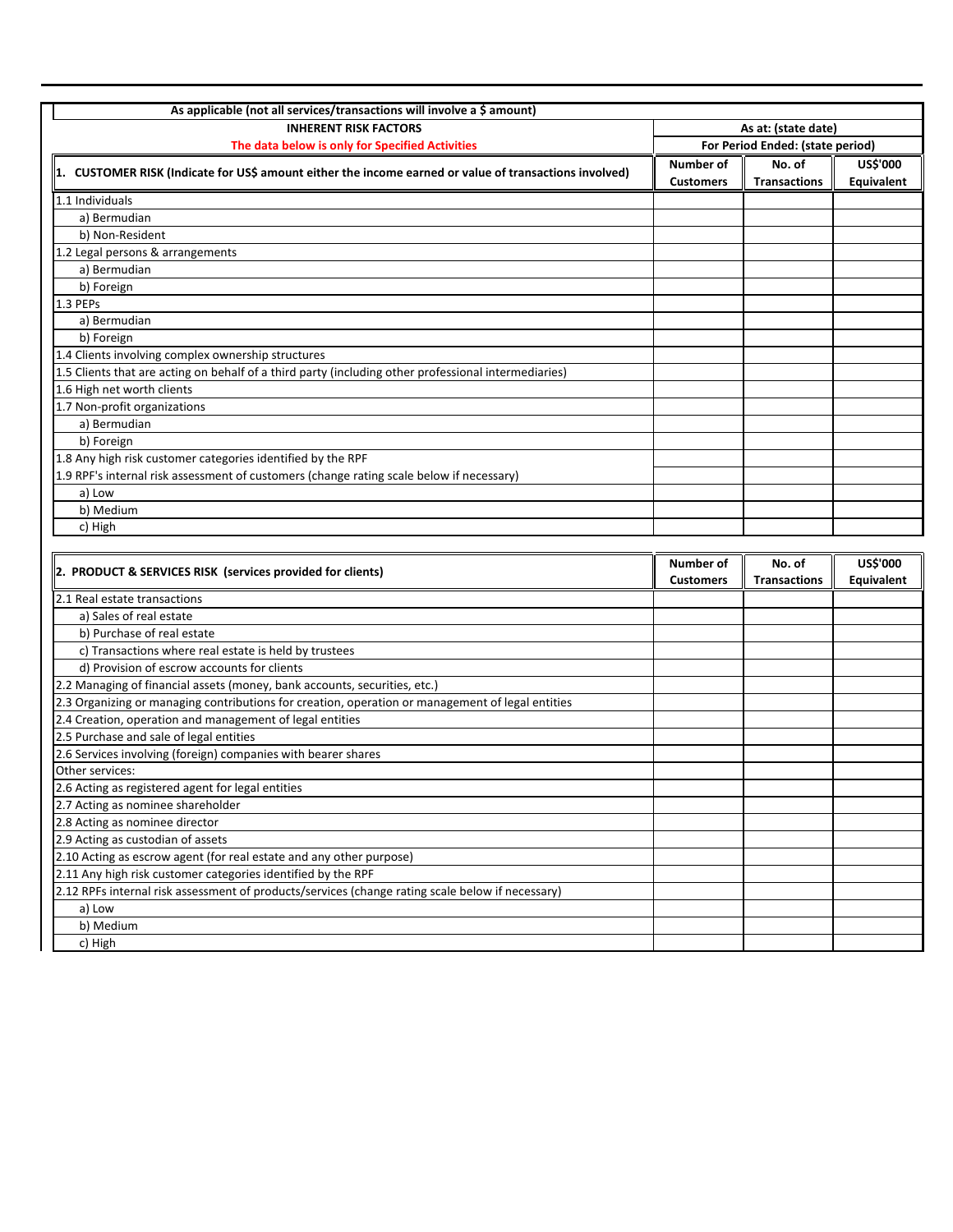As applicable (not all services/transactions will involve a $ amount)

| INHERENT RISK FACTORS | As at: (state date) | | |
|---|---|---|---|
| The data below is only for Specified Activities | For Period Ended: (state period) | | |
| **1. CUSTOMER RISK (Indicate for US$ amount either the income earned or value of transactions involved)** | **Number of Customers** | **No. of Transactions** | **US$'000 Equivalent** |
| 1.1 Individuals | | | |
| a) Bermudian | | | |
| b) Non-Resident | | | |
| 1.2 Legal persons & arrangements | | | |
| a) Bermudian | | | |
| b) Foreign | | | |
| 1.3 PEPs | | | |
| a) Bermudian | | | |
| b) Foreign | | | |
| 1.4 Clients involving complex ownership structures | | | |
| 1.5 Clients that are acting on behalf of a third party (including other professional intermediaries) | | | |
| 1.6 High net worth clients | | | |
| 1.7 Non-profit organizations | | | |
| a) Bermudian | | | |
| b) Foreign | | | |
| 1.8 Any high risk customer categories identified by the RPF | | | |
| 1.9 RPF's internal risk assessment of customers (change rating scale below if necessary) | | | |
| a) Low | | | |
| b) Medium | | | |
| c) High | | | |

| **2. PRODUCT & SERVICES RISK (services provided for clients)** | **Number of Customers** | **No. of Transactions** | **US$'000 Equivalent** |
|---|---|---|---|
| 2.1 Real estate transactions | | | |
| a) Sales of real estate | | | |
| b) Purchase of real estate | | | |
| c) Transactions where real estate is held by trustees | | | |
| d) Provision of escrow accounts for clients | | | |
| 2.2 Managing of financial assets (money, bank accounts, securities, etc.) | | | |
| 2.3 Organizing or managing contributions for creation, operation or management of legal entities | | | |
| 2.4 Creation, operation and management of legal entities | | | |
| 2.5 Purchase and sale of legal entities | | | |
| 2.6 Services involving (foreign) companies with bearer shares | | | |
| Other services: | | | |
| 2.6 Acting as registered agent for legal entities | | | |
| 2.7 Acting as nominee shareholder | | | |
| 2.8 Acting as nominee director | | | |
| 2.9 Acting as custodian of assets | | | |
| 2.10 Acting as escrow agent (for real estate and any other purpose) | | | |
| 2.11 Any high risk customer categories identified by the RPF | | | |
| 2.12 RPFs internal risk assessment of products/services (change rating scale below if necessary) | | | |
| a) Low | | | |
| b) Medium | | | |
| c) High | | | |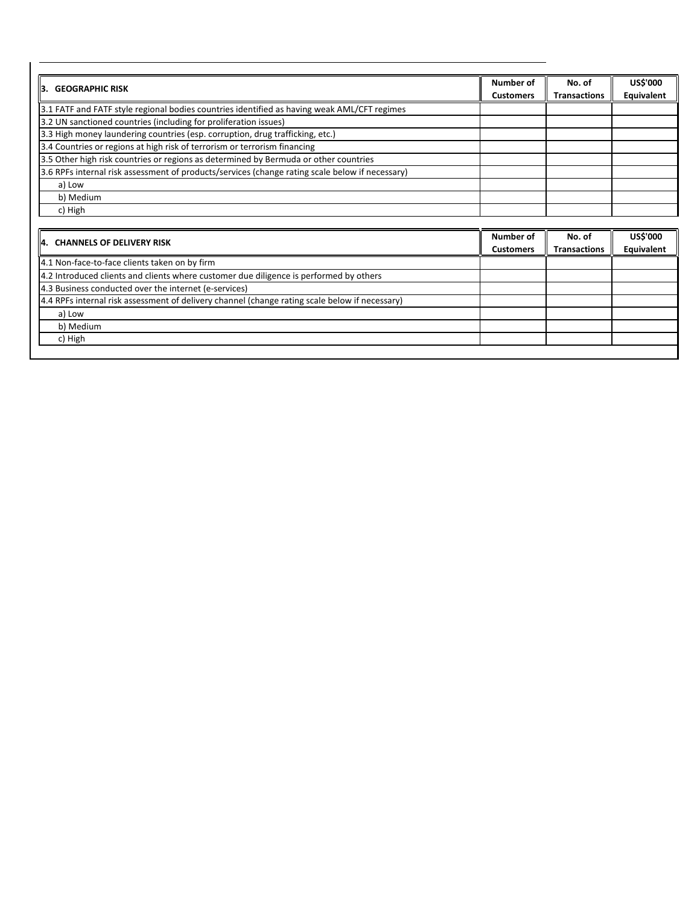| 3. GEOGRAPHIC RISK | Number of Customers | No. of Transactions | US$'000 Equivalent |
|---|---|---|---|
| 3.1 FATF and FATF style regional bodies countries identified as having weak AML/CFT regimes | | | |
| 3.2 UN sanctioned countries (including for proliferation issues) | | | |
| 3.3 High money laundering countries (esp. corruption, drug trafficking, etc.) | | | |
| 3.4 Countries or regions at high risk of terrorism or terrorism financing | | | |
| 3.5 Other high risk countries or regions as determined by Bermuda or other countries | | | |
| 3.6 RPFs internal risk assessment of products/services (change rating scale below if necessary) | | | |
| a) Low | | | |
| b) Medium | | | |
| c) High | | | |

| 4. CHANNELS OF DELIVERY RISK | Number of Customers | No. of Transactions | US$'000 Equivalent |
|---|---|---|---|
| 4.1 Non-face-to-face clients taken on by firm | | | |
| 4.2 Introduced clients and clients where customer due diligence is performed by others | | | |
| 4.3 Business conducted over the internet (e-services) | | | |
| 4.4 RPFs internal risk assessment of delivery channel (change rating scale below if necessary) | | | |
| a) Low | | | |
| b) Medium | | | |
| c) High | | | |